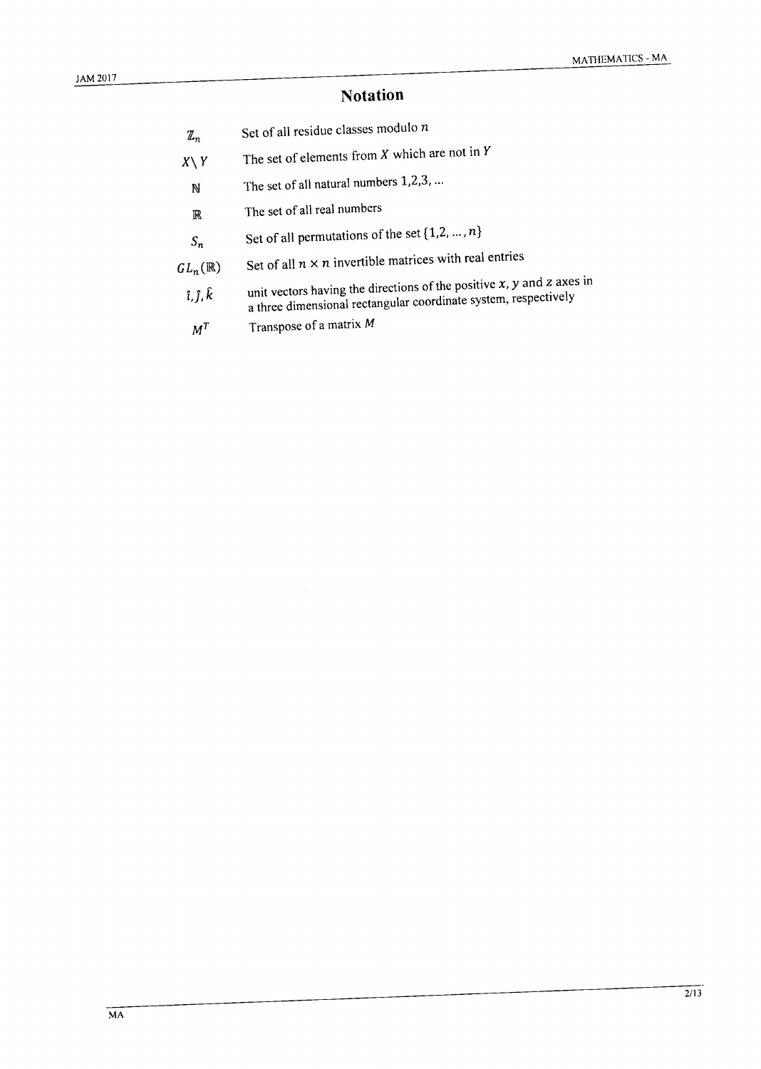# Notation

| | |
|---|---|
| $\mathbb{Z}_n$ | Set of all residue classes modulo $n$ |
| $X \setminus Y$ | The set of elements from $X$ which are not in $Y$ |
| $\mathbb{N}$ | The set of all natural numbers 1,2,3, ... |
| $\mathbb{R}$ | The set of all real numbers |
| $S_n$ | Set of all permutations of the set $\{1,2, \dots, n\}$ |
| $GL_n(\mathbb{R})$ | Set of all $n \times n$ invertible matrices with real entries |
| $\hat{\imath}, \hat{\jmath}, \hat{k}$ | unit vectors having the directions of the positive $x$, $y$ and $z$ axes in a three dimensional rectangular coordinate system, respectively |
| $M^T$ | Transpose of a matrix $M$ |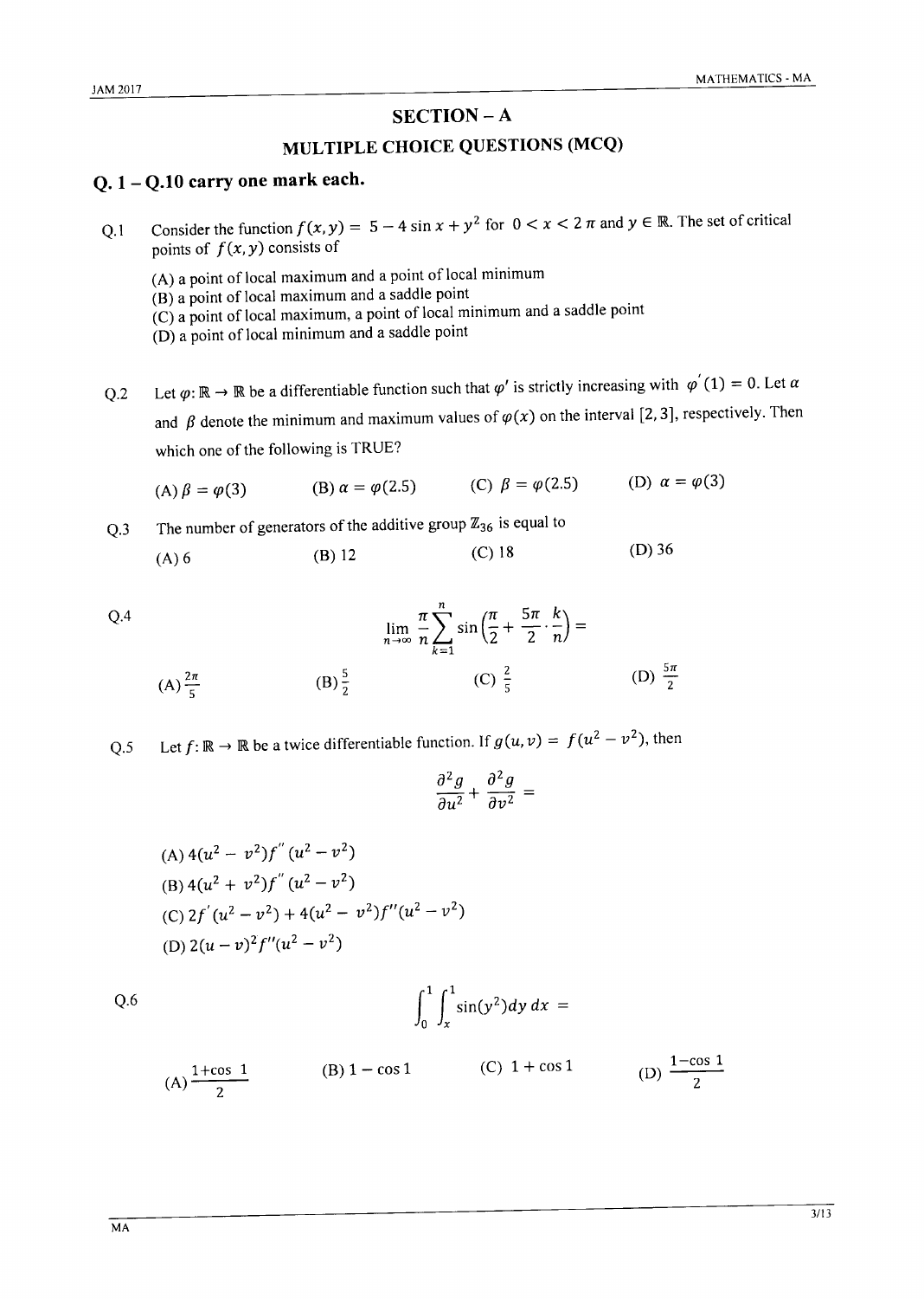## SECTION – A

## MULTIPLE CHOICE QUESTIONS (MCQ)

### Q. 1 – Q.10 carry one mark each.

Q.1 Consider the function $f(x, y) = 5 - 4\sin x + y^2$ for $0 < x < 2\pi$ and $y \in \mathbb{R}$. The set of critical points of $f(x, y)$ consists of

(A) a point of local maximum and a point of local minimum
(B) a point of local maximum and a saddle point
(C) a point of local maximum, a point of local minimum and a saddle point
(D) a point of local minimum and a saddle point

Q.2 Let $\varphi: \mathbb{R} \to \mathbb{R}$ be a differentiable function such that $\varphi'$ is strictly increasing with $\varphi'(1) = 0$. Let $\alpha$ and $\beta$ denote the minimum and maximum values of $\varphi(x)$ on the interval $[2, 3]$, respectively. Then which one of the following is TRUE?

(A) $\beta = \varphi(3)$ (B) $\alpha = \varphi(2.5)$ (C) $\beta = \varphi(2.5)$ (D) $\alpha = \varphi(3)$

Q.3 The number of generators of the additive group $\mathbb{Z}_{36}$ is equal to

(A) 6 (B) 12 (C) 18 (D) 36

Q.4

$$\lim_{n\to\infty} \frac{\pi}{n} \sum_{k=1}^{n} \sin\left(\frac{\pi}{2} + \frac{5\pi}{2} \cdot \frac{k}{n}\right) =$$

(A) $\frac{2\pi}{5}$ (B) $\frac{5}{2}$ (C) $\frac{2}{5}$ (D) $\frac{5\pi}{2}$

Q.5 Let $f: \mathbb{R} \to \mathbb{R}$ be a twice differentiable function. If $g(u, v) = f(u^2 - v^2)$, then

$$\frac{\partial^2 g}{\partial u^2} + \frac{\partial^2 g}{\partial v^2} =$$

(A) $4(u^2 - v^2)f''(u^2 - v^2)$
(B) $4(u^2 + v^2)f''(u^2 - v^2)$
(C) $2f'(u^2 - v^2) + 4(u^2 - v^2)f''(u^2 - v^2)$
(D) $2(u - v)^2 f''(u^2 - v^2)$

Q.6

$$\int_0^1 \int_x^1 \sin(y^2)\, dy\, dx =$$

(A) $\frac{1+\cos 1}{2}$ (B) $1 - \cos 1$ (C) $1 + \cos 1$ (D) $\frac{1-\cos 1}{2}$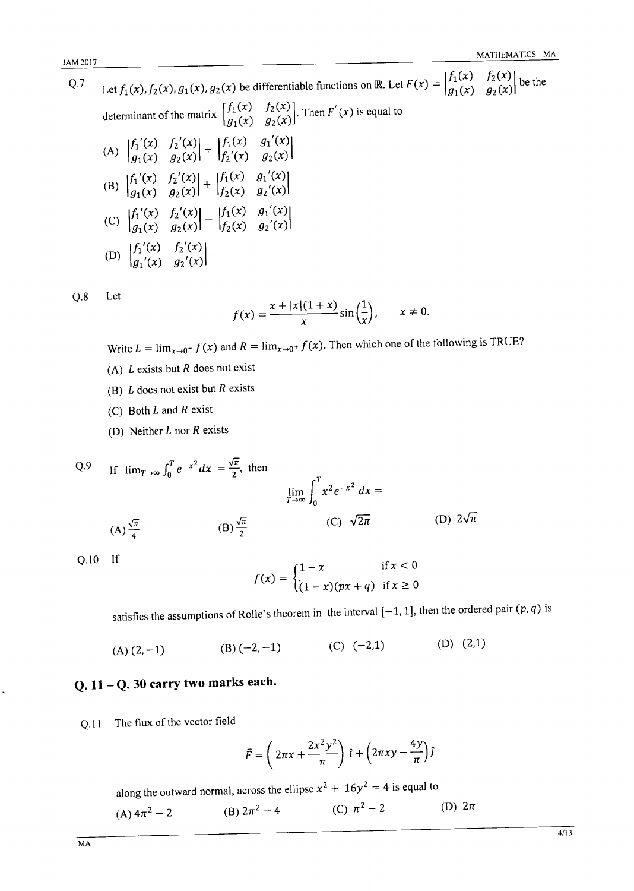Q.7 Let $f_1(x), f_2(x), g_1(x), g_2(x)$ be differentiable functions on $\mathbb{R}$. Let $F(x) = \begin{vmatrix} f_1(x) & f_2(x) \\ g_1(x) & g_2(x) \end{vmatrix}$ be the determinant of the matrix $\begin{bmatrix} f_1(x) & f_2(x) \\ g_1(x) & g_2(x) \end{bmatrix}$. Then $F'(x)$ is equal to

(A) $\begin{vmatrix} f_1'(x) & f_2'(x) \\ g_1(x) & g_2(x) \end{vmatrix} + \begin{vmatrix} f_1(x) & g_1'(x) \\ f_2'(x) & g_2(x) \end{vmatrix}$

(B) $\begin{vmatrix} f_1'(x) & f_2'(x) \\ g_1(x) & g_2(x) \end{vmatrix} + \begin{vmatrix} f_1(x) & g_1'(x) \\ f_2(x) & g_2'(x) \end{vmatrix}$

(C) $\begin{vmatrix} f_1'(x) & f_2'(x) \\ g_1(x) & g_2(x) \end{vmatrix} - \begin{vmatrix} f_1(x) & g_1'(x) \\ f_2(x) & g_2'(x) \end{vmatrix}$

(D) $\begin{vmatrix} f_1'(x) & f_2'(x) \\ g_1'(x) & g_2'(x) \end{vmatrix}$

Q.8 Let

$$f(x) = \frac{x + |x|(1+x)}{x} \sin\left(\frac{1}{x}\right), \quad x \neq 0.$$

Write $L = \lim_{x \to 0^-} f(x)$ and $R = \lim_{x \to 0^+} f(x)$. Then which one of the following is TRUE?

(A) $L$ exists but $R$ does not exist

(B) $L$ does not exist but $R$ exists

(C) Both $L$ and $R$ exist

(D) Neither $L$ nor $R$ exists

Q.9 If $\lim_{T \to \infty} \int_0^T e^{-x^2} dx = \frac{\sqrt{\pi}}{2}$, then

$$\lim_{T \to \infty} \int_0^T x^2 e^{-x^2} dx =$$

(A) $\frac{\sqrt{\pi}}{4}$ (B) $\frac{\sqrt{\pi}}{2}$ (C) $\sqrt{2\pi}$ (D) $2\sqrt{\pi}$

Q.10 If

$$f(x) = \begin{cases} 1 + x & \text{if } x < 0 \\ (1-x)(px+q) & \text{if } x \geq 0 \end{cases}$$

satisfies the assumptions of Rolle's theorem in the interval $[-1, 1]$, then the ordered pair $(p, q)$ is

(A) $(2, -1)$ (B) $(-2, -1)$ (C) $(-2, 1)$ (D) $(2, 1)$

## Q. 11 – Q. 30 carry two marks each.

Q.11 The flux of the vector field

$$\vec{F} = \left(2\pi x + \frac{2x^2y^2}{\pi}\right)\hat{\imath} + \left(2\pi xy - \frac{4y}{\pi}\right)\hat{\jmath}$$

along the outward normal, across the ellipse $x^2 + 16y^2 = 4$ is equal to

(A) $4\pi^2 - 2$ (B) $2\pi^2 - 4$ (C) $\pi^2 - 2$ (D) $2\pi$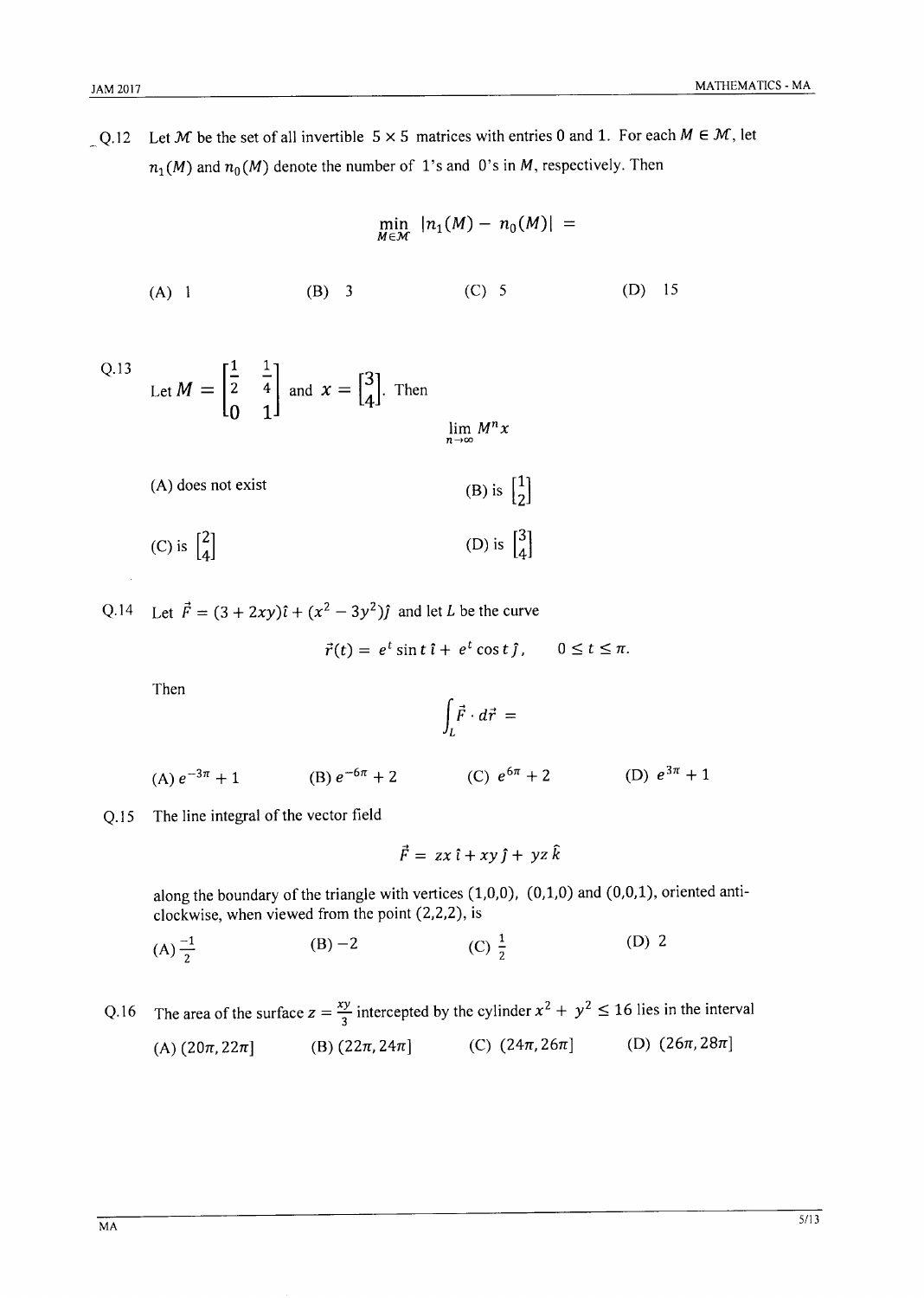Q.12 Let $\mathcal{M}$ be the set of all invertible $5 \times 5$ matrices with entries 0 and 1. For each $M \in \mathcal{M}$, let $n_1(M)$ and $n_0(M)$ denote the number of 1's and 0's in $M$, respectively. Then

$$\min_{M \in \mathcal{M}} |n_1(M) - n_0(M)| =$$

(A) 1 (B) 3 (C) 5 (D) 15

Q.13 Let $M = \begin{bmatrix} \frac{1}{2} & \frac{1}{4} \\ 0 & 1 \end{bmatrix}$ and $x = \begin{bmatrix} 3 \\ 4 \end{bmatrix}$. Then

$$\lim_{n \to \infty} M^n x$$

(A) does not exist

(B) is $\begin{bmatrix} 1 \\ 2 \end{bmatrix}$

(C) is $\begin{bmatrix} 2 \\ 4 \end{bmatrix}$

(D) is $\begin{bmatrix} 3 \\ 4 \end{bmatrix}$

Q.14 Let $\vec{F} = (3 + 2xy)\hat{\imath} + (x^2 - 3y^2)\hat{\jmath}$ and let $L$ be the curve

$$\vec{r}(t) = e^t \sin t\, \hat{\imath} + e^t \cos t\, \hat{\jmath}, \qquad 0 \le t \le \pi.$$

Then

$$\int_L \vec{F} \cdot d\vec{r} =$$

(A) $e^{-3\pi} + 1$ (B) $e^{-6\pi} + 2$ (C) $e^{6\pi} + 2$ (D) $e^{3\pi} + 1$

Q.15 The line integral of the vector field

$$\vec{F} = zx\, \hat{\imath} + xy\, \hat{\jmath} + yz\, \hat{k}$$

along the boundary of the triangle with vertices (1,0,0), (0,1,0) and (0,0,1), oriented anti-clockwise, when viewed from the point (2,2,2), is

(A) $\frac{-1}{2}$ (B) $-2$ (C) $\frac{1}{2}$ (D) 2

Q.16 The area of the surface $z = \frac{xy}{3}$ intercepted by the cylinder $x^2 + y^2 \le 16$ lies in the interval

(A) $(20\pi, 22\pi]$ (B) $(22\pi, 24\pi]$ (C) $(24\pi, 26\pi]$ (D) $(26\pi, 28\pi]$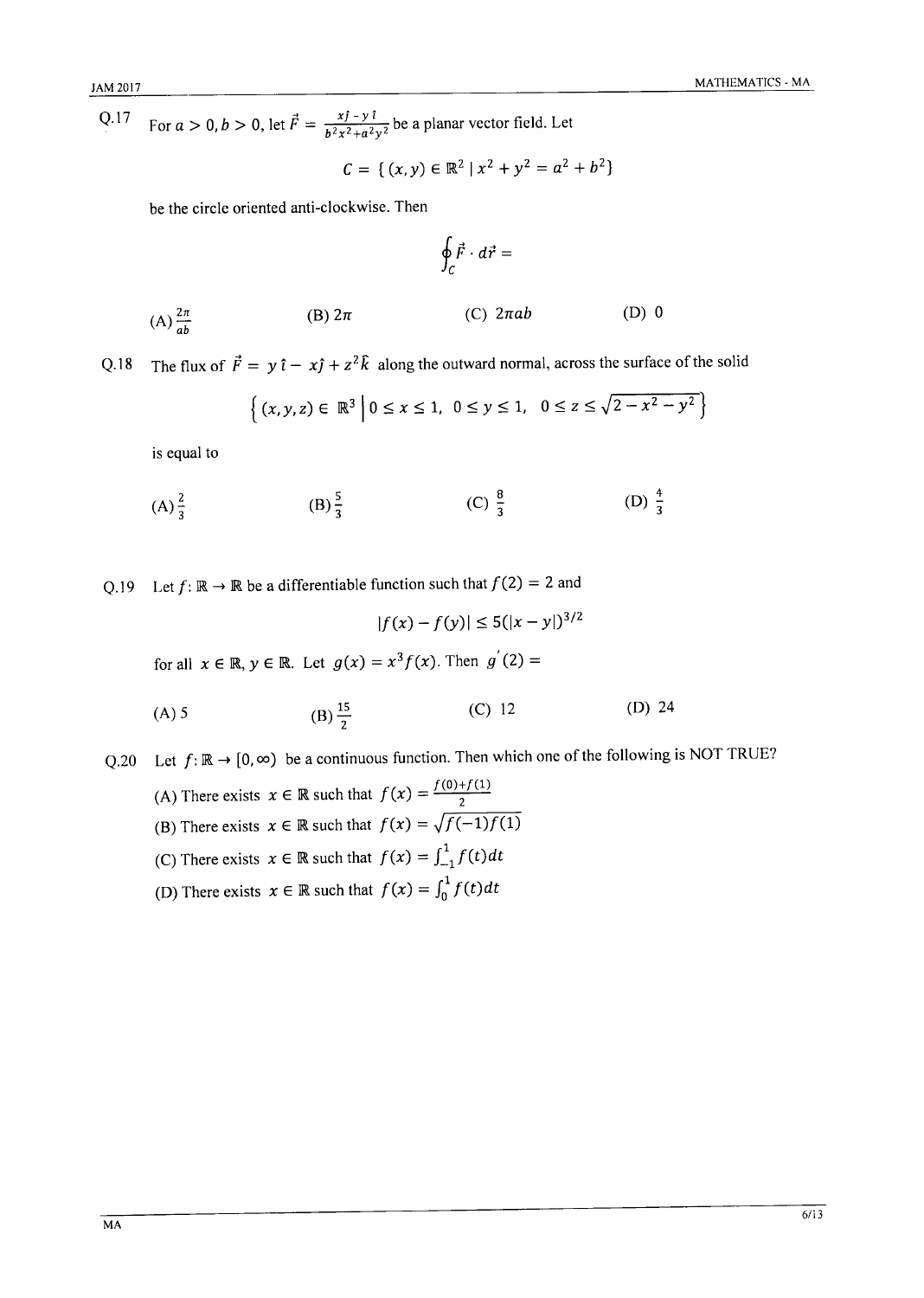Q.17 For $a > 0, b > 0$, let $\vec{F} = \frac{x\hat{j} - y\hat{\imath}}{b^2x^2+a^2y^2}$ be a planar vector field. Let

$$C = \{ (x,y) \in \mathbb{R}^2 \mid x^2 + y^2 = a^2 + b^2 \}$$

be the circle oriented anti-clockwise. Then

$$\oint_C \vec{F} \cdot d\vec{r} =$$

(A) $\frac{2\pi}{ab}$ (B) $2\pi$ (C) $2\pi ab$ (D) $0$

Q.18 The flux of $\vec{F} = y\,\hat{\imath} - x\hat{j} + z^2\hat{k}$ along the outward normal, across the surface of the solid

$$\left\{ (x,y,z) \in \mathbb{R}^3 \;\middle|\; 0 \le x \le 1,\; 0 \le y \le 1,\; 0 \le z \le \sqrt{2 - x^2 - y^2} \right\}$$

is equal to

(A) $\frac{2}{3}$ (B) $\frac{5}{3}$ (C) $\frac{8}{3}$ (D) $\frac{4}{3}$

Q.19 Let $f: \mathbb{R} \to \mathbb{R}$ be a differentiable function such that $f(2) = 2$ and

$$|f(x) - f(y)| \le 5(|x - y|)^{3/2}$$

for all $x \in \mathbb{R}, y \in \mathbb{R}$. Let $g(x) = x^3 f(x)$. Then $g'(2) =$

(A) 5 (B) $\frac{15}{2}$ (C) 12 (D) 24

Q.20 Let $f: \mathbb{R} \to [0, \infty)$ be a continuous function. Then which one of the following is NOT TRUE?

(A) There exists $x \in \mathbb{R}$ such that $f(x) = \frac{f(0)+f(1)}{2}$

(B) There exists $x \in \mathbb{R}$ such that $f(x) = \sqrt{f(-1)f(1)}$

(C) There exists $x \in \mathbb{R}$ such that $f(x) = \int_{-1}^{1} f(t)dt$

(D) There exists $x \in \mathbb{R}$ such that $f(x) = \int_{0}^{1} f(t)dt$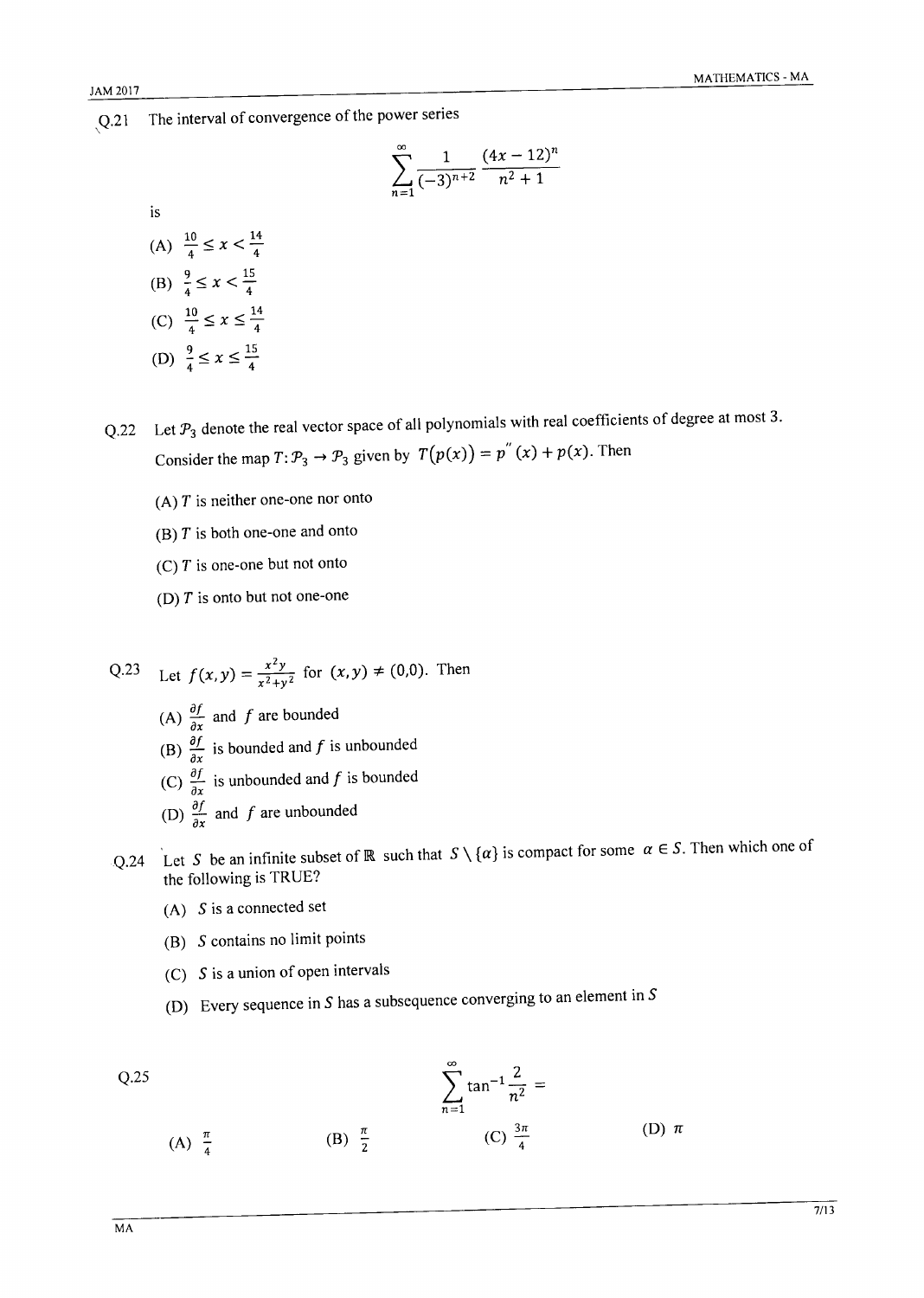Q.21 The interval of convergence of the power series

$$\sum_{n=1}^{\infty} \frac{1}{(-3)^{n+2}} \frac{(4x-12)^n}{n^2+1}$$

is

(A) $\frac{10}{4} \leq x < \frac{14}{4}$

(B) $\frac{9}{4} \leq x < \frac{15}{4}$

(C) $\frac{10}{4} \leq x \leq \frac{14}{4}$

(D) $\frac{9}{4} \leq x \leq \frac{15}{4}$

Q.22 Let $\mathcal{P}_3$ denote the real vector space of all polynomials with real coefficients of degree at most 3. Consider the map $T: \mathcal{P}_3 \to \mathcal{P}_3$ given by $T(p(x)) = p''(x) + p(x)$. Then

(A) $T$ is neither one-one nor onto

(B) $T$ is both one-one and onto

(C) $T$ is one-one but not onto

(D) $T$ is onto but not one-one

Q.23 Let $f(x,y) = \frac{x^2 y}{x^2+y^2}$ for $(x,y) \neq (0,0)$. Then

(A) $\frac{\partial f}{\partial x}$ and $f$ are bounded

(B) $\frac{\partial f}{\partial x}$ is bounded and $f$ is unbounded

(C) $\frac{\partial f}{\partial x}$ is unbounded and $f$ is bounded

(D) $\frac{\partial f}{\partial x}$ and $f$ are unbounded

Q.24 Let $S$ be an infinite subset of $\mathbb{R}$ such that $S \setminus \{\alpha\}$ is compact for some $\alpha \in S$. Then which one of the following is TRUE?

(A) $S$ is a connected set

(B) $S$ contains no limit points

(C) $S$ is a union of open intervals

(D) Every sequence in $S$ has a subsequence converging to an element in $S$

Q.25

$$\sum_{n=1}^{\infty} \tan^{-1} \frac{2}{n^2} =$$

(A) $\frac{\pi}{4}$ (B) $\frac{\pi}{2}$ (C) $\frac{3\pi}{4}$ (D) $\pi$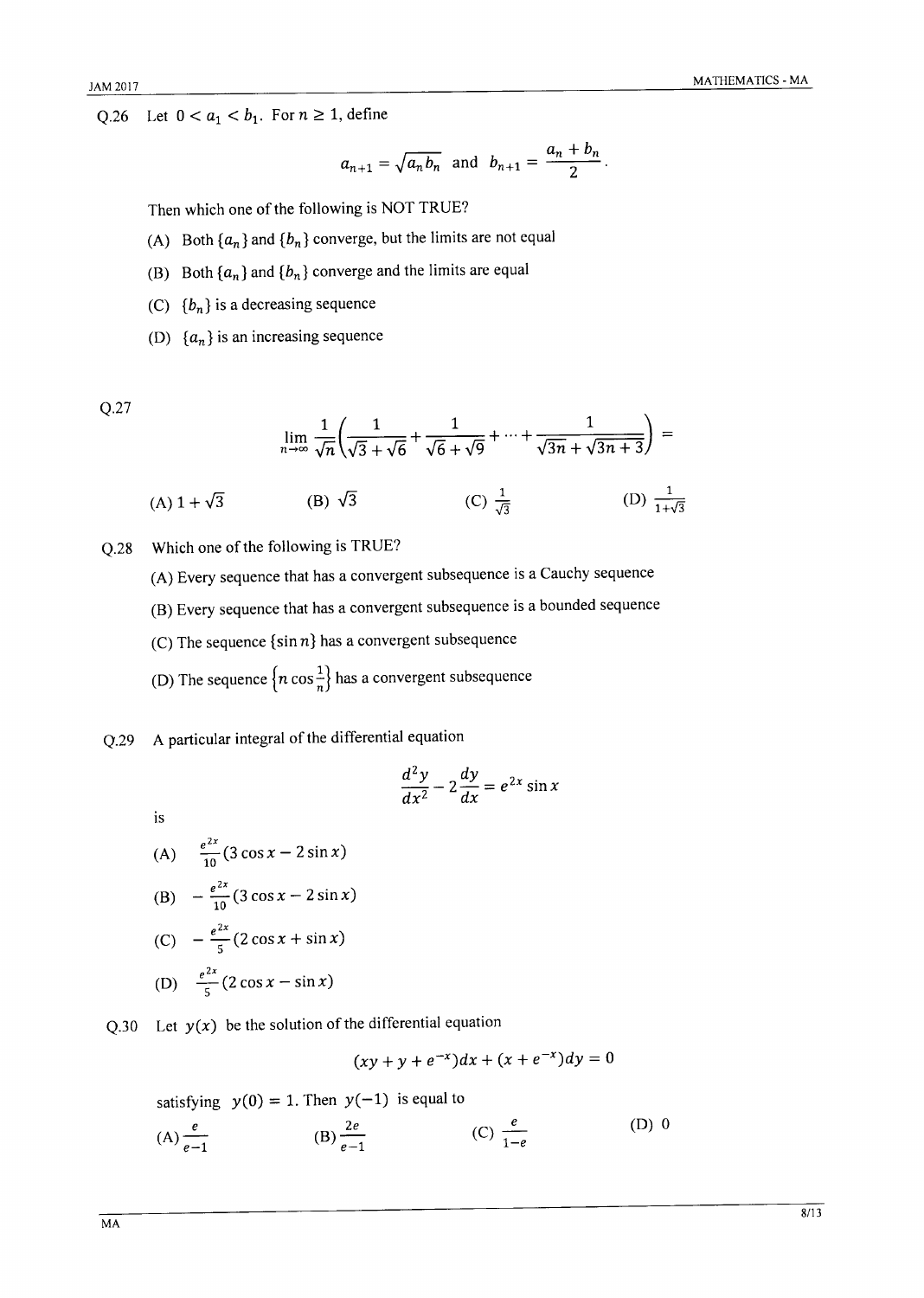Q.26 Let $0 < a_1 < b_1$. For $n \geq 1$, define

$$a_{n+1} = \sqrt{a_n b_n} \text{ and } b_{n+1} = \frac{a_n + b_n}{2}.$$

Then which one of the following is NOT TRUE?

(A) Both $\{a_n\}$ and $\{b_n\}$ converge, but the limits are not equal

(B) Both $\{a_n\}$ and $\{b_n\}$ converge and the limits are equal

(C) $\{b_n\}$ is a decreasing sequence

(D) $\{a_n\}$ is an increasing sequence

Q.27

$$\lim_{n\to\infty} \frac{1}{\sqrt{n}} \left( \frac{1}{\sqrt{3}+\sqrt{6}} + \frac{1}{\sqrt{6}+\sqrt{9}} + \cdots + \frac{1}{\sqrt{3n}+\sqrt{3n+3}} \right) =$$

(A) $1+\sqrt{3}$ (B) $\sqrt{3}$ (C) $\frac{1}{\sqrt{3}}$ (D) $\frac{1}{1+\sqrt{3}}$

Q.28 Which one of the following is TRUE?

(A) Every sequence that has a convergent subsequence is a Cauchy sequence

(B) Every sequence that has a convergent subsequence is a bounded sequence

(C) The sequence $\{\sin n\}$ has a convergent subsequence

(D) The sequence $\left\{n \cos \frac{1}{n}\right\}$ has a convergent subsequence

Q.29 A particular integral of the differential equation

$$\frac{d^2y}{dx^2} - 2\frac{dy}{dx} = e^{2x} \sin x$$

is

(A) $\frac{e^{2x}}{10}(3\cos x - 2\sin x)$

(B) $-\frac{e^{2x}}{10}(3\cos x - 2\sin x)$

(C) $-\frac{e^{2x}}{5}(2\cos x + \sin x)$

(D) $\frac{e^{2x}}{5}(2\cos x - \sin x)$

Q.30 Let $y(x)$ be the solution of the differential equation

$$(xy + y + e^{-x})dx + (x + e^{-x})dy = 0$$

satisfying $y(0) = 1$. Then $y(-1)$ is equal to

(A) $\frac{e}{e-1}$ (B) $\frac{2e}{e-1}$ (C) $\frac{e}{1-e}$ (D) 0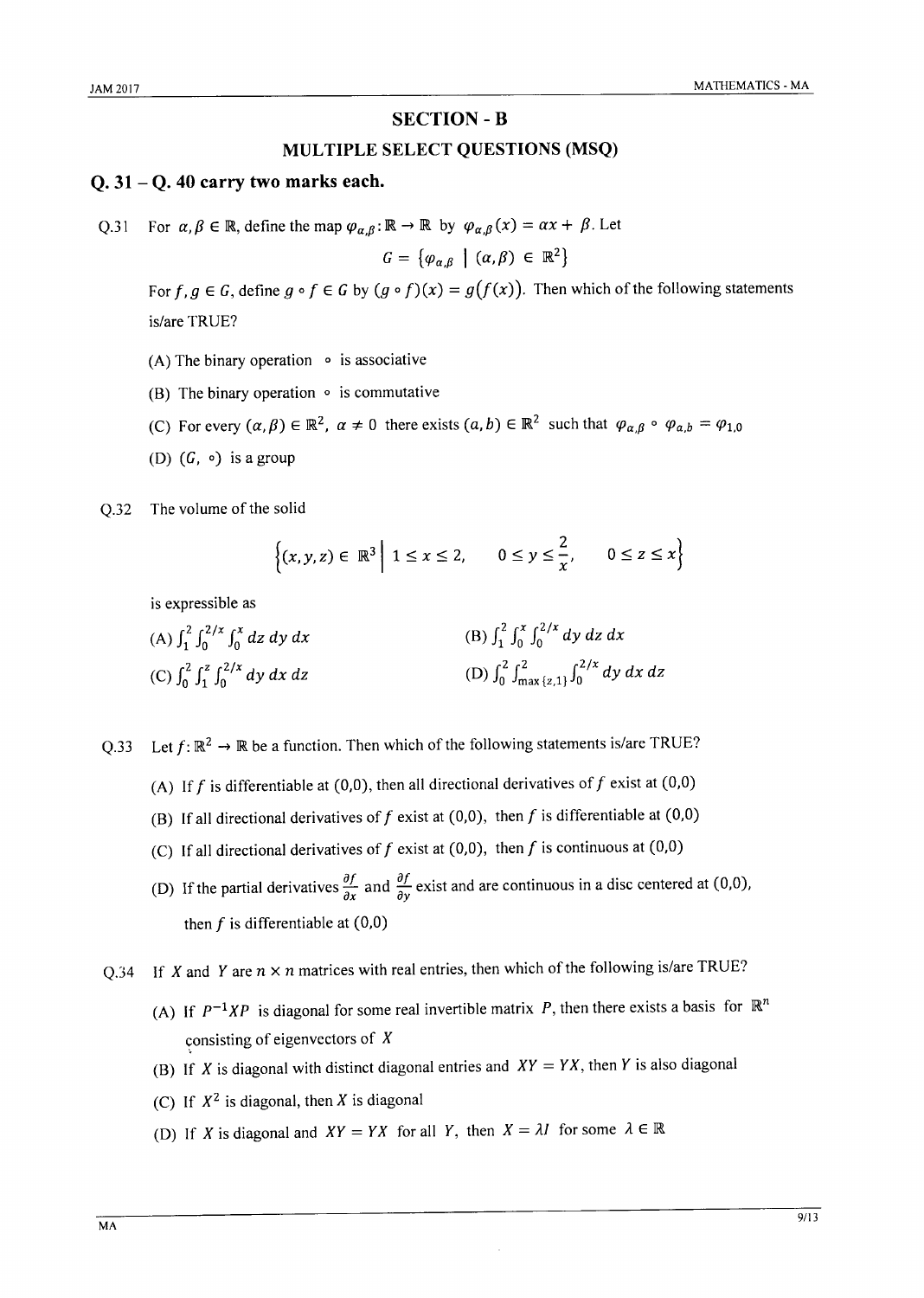## SECTION - B

### MULTIPLE SELECT QUESTIONS (MSQ)

### Q. 31 – Q. 40 carry two marks each.

Q.31 For $\alpha, \beta \in \mathbb{R}$, define the map $\varphi_{\alpha,\beta} : \mathbb{R} \to \mathbb{R}$ by $\varphi_{\alpha,\beta}(x) = \alpha x + \beta$. Let

$$G = \{\varphi_{\alpha,\beta} \mid (\alpha, \beta) \in \mathbb{R}^2\}$$

For $f, g \in G$, define $g \circ f \in G$ by $(g \circ f)(x) = g(f(x))$. Then which of the following statements is/are TRUE?

(A) The binary operation $\circ$ is associative

(B) The binary operation $\circ$ is commutative

(C) For every $(\alpha, \beta) \in \mathbb{R}^2$, $\alpha \neq 0$ there exists $(a, b) \in \mathbb{R}^2$ such that $\varphi_{\alpha,\beta} \circ \varphi_{a,b} = \varphi_{1,0}$

(D) $(G, \circ)$ is a group

Q.32 The volume of the solid

$$\left\{(x, y, z) \in \mathbb{R}^3 \;\middle|\; 1 \leq x \leq 2, \quad 0 \leq y \leq \frac{2}{x}, \quad 0 \leq z \leq x\right\}$$

is expressible as

(A) $\int_1^2 \int_0^{2/x} \int_0^x dz\, dy\, dx$

(B) $\int_1^2 \int_0^x \int_0^{2/x} dy\, dz\, dx$

(C) $\int_0^2 \int_1^z \int_0^{2/x} dy\, dx\, dz$

(D) $\int_0^2 \int_{\max\{z,1\}}^2 \int_0^{2/x} dy\, dx\, dz$

Q.33 Let $f : \mathbb{R}^2 \to \mathbb{R}$ be a function. Then which of the following statements is/are TRUE?

(A) If $f$ is differentiable at $(0,0)$, then all directional derivatives of $f$ exist at $(0,0)$

(B) If all directional derivatives of $f$ exist at $(0,0)$, then $f$ is differentiable at $(0,0)$

(C) If all directional derivatives of $f$ exist at $(0,0)$, then $f$ is continuous at $(0,0)$

(D) If the partial derivatives $\frac{\partial f}{\partial x}$ and $\frac{\partial f}{\partial y}$ exist and are continuous in a disc centered at $(0,0)$, then $f$ is differentiable at $(0,0)$

Q.34 If $X$ and $Y$ are $n \times n$ matrices with real entries, then which of the following is/are TRUE?

(A) If $P^{-1}XP$ is diagonal for some real invertible matrix $P$, then there exists a basis for $\mathbb{R}^n$ consisting of eigenvectors of $X$

(B) If $X$ is diagonal with distinct diagonal entries and $XY = YX$, then $Y$ is also diagonal

(C) If $X^2$ is diagonal, then $X$ is diagonal

(D) If $X$ is diagonal and $XY = YX$ for all $Y$, then $X = \lambda I$ for some $\lambda \in \mathbb{R}$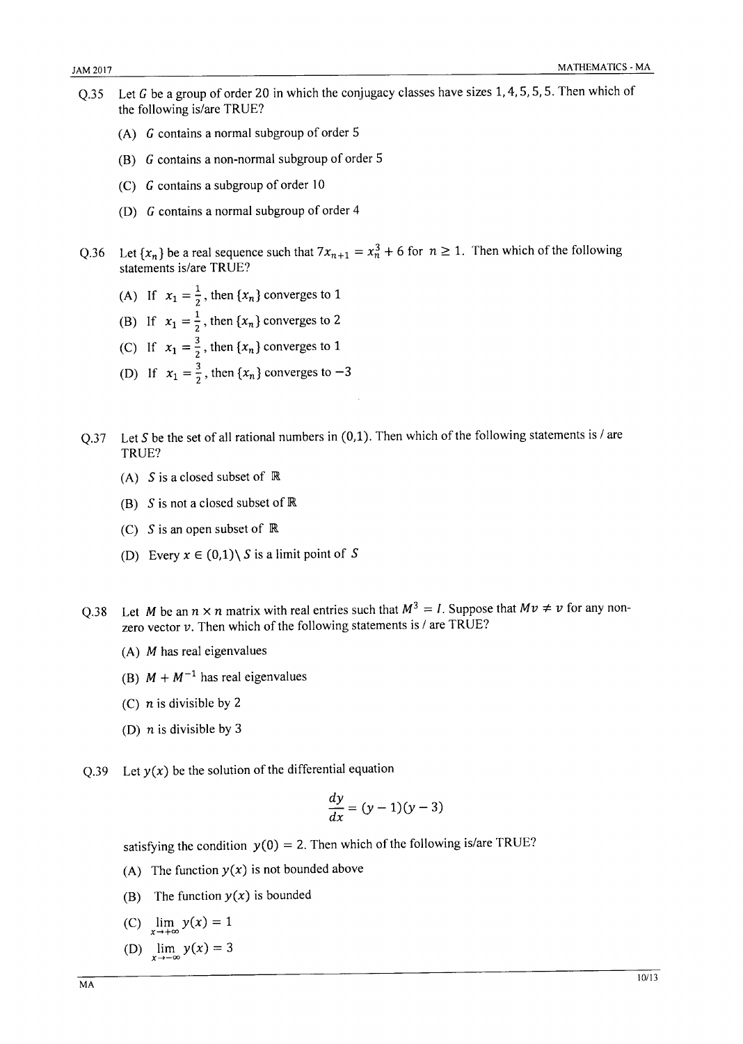Q.35 Let $G$ be a group of order 20 in which the conjugacy classes have sizes 1, 4, 5, 5, 5. Then which of the following is/are TRUE?

(A) $G$ contains a normal subgroup of order 5

(B) $G$ contains a non-normal subgroup of order 5

(C) $G$ contains a subgroup of order 10

(D) $G$ contains a normal subgroup of order 4

Q.36 Let $\{x_n\}$ be a real sequence such that $7x_{n+1} = x_n^3 + 6$ for $n \geq 1$. Then which of the following statements is/are TRUE?

(A) If $x_1 = \frac{1}{2}$, then $\{x_n\}$ converges to 1

(B) If $x_1 = \frac{1}{2}$, then $\{x_n\}$ converges to 2

(C) If $x_1 = \frac{3}{2}$, then $\{x_n\}$ converges to 1

(D) If $x_1 = \frac{3}{2}$, then $\{x_n\}$ converges to $-3$

Q.37 Let $S$ be the set of all rational numbers in $(0,1)$. Then which of the following statements is / are TRUE?

(A) $S$ is a closed subset of $\mathbb{R}$

(B) $S$ is not a closed subset of $\mathbb{R}$

(C) $S$ is an open subset of $\mathbb{R}$

(D) Every $x \in (0,1) \setminus S$ is a limit point of $S$

Q.38 Let $M$ be an $n \times n$ matrix with real entries such that $M^3 = I$. Suppose that $Mv \neq v$ for any non-zero vector $v$. Then which of the following statements is / are TRUE?

(A) $M$ has real eigenvalues

(B) $M + M^{-1}$ has real eigenvalues

(C) $n$ is divisible by 2

(D) $n$ is divisible by 3

Q.39 Let $y(x)$ be the solution of the differential equation

$$\frac{dy}{dx} = (y-1)(y-3)$$

satisfying the condition $y(0) = 2$. Then which of the following is/are TRUE?

(A) The function $y(x)$ is not bounded above

(B) The function $y(x)$ is bounded

(C) $\lim_{x \to +\infty} y(x) = 1$

(D) $\lim_{x \to -\infty} y(x) = 3$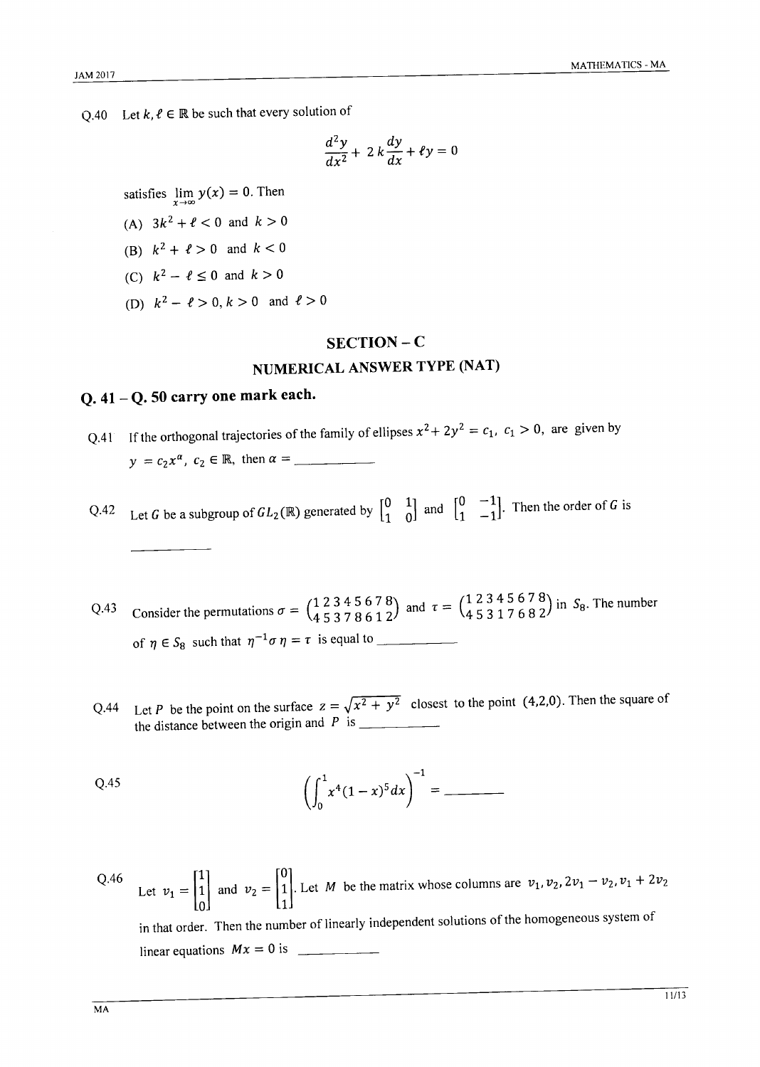Q.40 Let $k, \ell \in \mathbb{R}$ be such that every solution of

$$\frac{d^2y}{dx^2} + 2k\frac{dy}{dx} + \ell y = 0$$

satisfies $\lim_{x \to \infty} y(x) = 0$. Then

(A) $3k^2 + \ell < 0$ and $k > 0$

(B) $k^2 + \ell > 0$ and $k < 0$

(C) $k^2 - \ell \leq 0$ and $k > 0$

(D) $k^2 - \ell > 0, k > 0$ and $\ell > 0$

## SECTION – C

## NUMERICAL ANSWER TYPE (NAT)

### Q. 41 – Q. 50 carry one mark each.

Q.41 If the orthogonal trajectories of the family of ellipses $x^2 + 2y^2 = c_1,\ c_1 > 0$, are given by $y = c_2 x^\alpha,\ c_2 \in \mathbb{R}$, then $\alpha =$ \_\_\_\_\_\_\_\_\_\_

Q.42 Let $G$ be a subgroup of $GL_2(\mathbb{R})$ generated by $\begin{bmatrix} 0 & 1 \\ 1 & 0 \end{bmatrix}$ and $\begin{bmatrix} 0 & -1 \\ 1 & -1 \end{bmatrix}$. Then the order of $G$ is \_\_\_\_\_\_\_\_\_\_

Q.43 Consider the permutations $\sigma = \begin{pmatrix} 1 & 2 & 3 & 4 & 5 & 6 & 7 & 8 \\ 4 & 5 & 3 & 7 & 8 & 6 & 1 & 2 \end{pmatrix}$ and $\tau = \begin{pmatrix} 1 & 2 & 3 & 4 & 5 & 6 & 7 & 8 \\ 4 & 5 & 3 & 1 & 7 & 6 & 8 & 2 \end{pmatrix}$ in $S_8$. The number of $\eta \in S_8$ such that $\eta^{-1}\sigma\eta = \tau$ is equal to \_\_\_\_\_\_\_\_\_\_

Q.44 Let $P$ be the point on the surface $z = \sqrt{x^2 + y^2}$ closest to the point $(4,2,0)$. Then the square of the distance between the origin and $P$ is \_\_\_\_\_\_\_\_\_\_

Q.45

$$\left(\int_0^1 x^4(1-x)^5 dx\right)^{-1} = \_\_\_\_\_\_\_\_$$

Q.46 Let $v_1 = \begin{bmatrix} 1 \\ 1 \\ 0 \end{bmatrix}$ and $v_2 = \begin{bmatrix} 0 \\ 1 \\ 1 \end{bmatrix}$. Let $M$ be the matrix whose columns are $v_1, v_2, 2v_1 - v_2, v_1 + 2v_2$ in that order. Then the number of linearly independent solutions of the homogeneous system of linear equations $Mx = 0$ is \_\_\_\_\_\_\_\_\_\_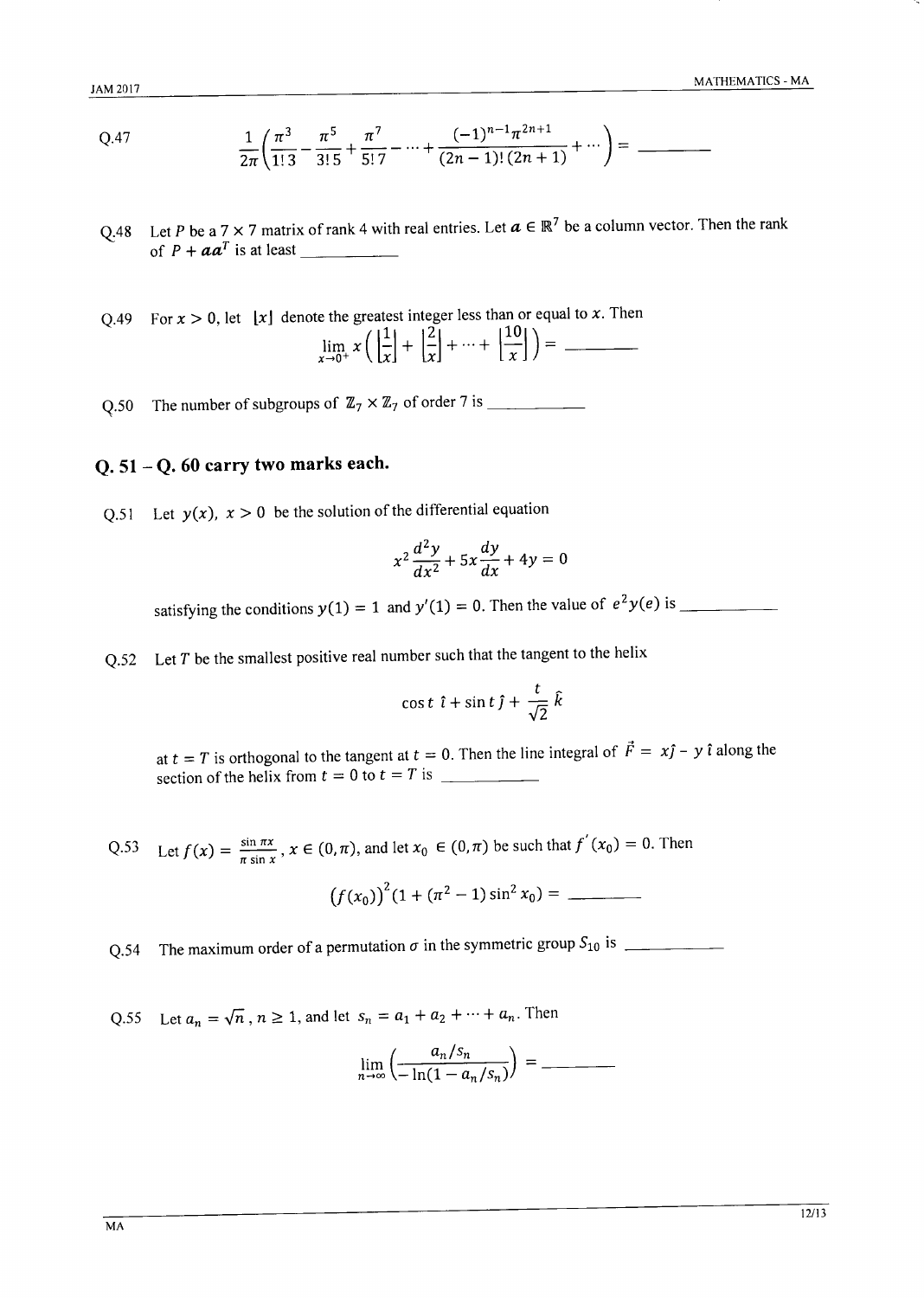Q.47

$$\frac{1}{2\pi}\left(\frac{\pi^3}{1!\,3}-\frac{\pi^5}{3!\,5}+\frac{\pi^7}{5!\,7}-\cdots+\frac{(-1)^{n-1}\pi^{2n+1}}{(2n-1)!\,(2n+1)}+\cdots\right)= \underline{\hspace{2cm}}$$

Q.48 Let $P$ be a $7 \times 7$ matrix of rank 4 with real entries. Let $\boldsymbol{a} \in \mathbb{R}^7$ be a column vector. Then the rank of $P + \boldsymbol{a}\boldsymbol{a}^T$ is at least \_\_\_\_\_\_\_\_\_\_

Q.49 For $x > 0$, let $\lfloor x \rfloor$ denote the greatest integer less than or equal to $x$. Then

$$\lim_{x\to 0^+} x\left(\left\lfloor\frac{1}{x}\right\rfloor+\left\lfloor\frac{2}{x}\right\rfloor+\cdots+\left\lfloor\frac{10}{x}\right\rfloor\right)= \underline{\hspace{2cm}}$$

Q.50 The number of subgroups of $\mathbb{Z}_7 \times \mathbb{Z}_7$ of order 7 is \_\_\_\_\_\_\_\_\_\_

## Q. 51 – Q. 60 carry two marks each.

Q.51 Let $y(x)$, $x > 0$ be the solution of the differential equation

$$x^2\frac{d^2y}{dx^2}+5x\frac{dy}{dx}+4y=0$$

satisfying the conditions $y(1) = 1$ and $y'(1) = 0$. Then the value of $e^2y(e)$ is \_\_\_\_\_\_\_\_\_\_

Q.52 Let $T$ be the smallest positive real number such that the tangent to the helix

$$\cos t\ \hat{\imath}+\sin t\ \hat{\jmath}+\frac{t}{\sqrt{2}}\ \hat{k}$$

at $t = T$ is orthogonal to the tangent at $t = 0$. Then the line integral of $\vec{F} = x\hat{\jmath} - y\,\hat{\imath}$ along the section of the helix from $t = 0$ to $t = T$ is \_\_\_\_\_\_\_\_\_\_

Q.53 Let $f(x) = \frac{\sin \pi x}{\pi \sin x}$, $x \in (0, \pi)$, and let $x_0 \in (0, \pi)$ be such that $f'(x_0) = 0$. Then

$$\left(f(x_0)\right)^2\left(1+(\pi^2-1)\sin^2 x_0\right)= \underline{\hspace{2cm}}$$

Q.54 The maximum order of a permutation $\sigma$ in the symmetric group $S_{10}$ is \_\_\_\_\_\_\_\_\_\_

Q.55 Let $a_n = \sqrt{n}$, $n \geq 1$, and let $s_n = a_1 + a_2 + \cdots + a_n$. Then

$$\lim_{n\to\infty}\left(\frac{a_n/s_n}{-\ln(1-a_n/s_n)}\right)= \underline{\hspace{2cm}}$$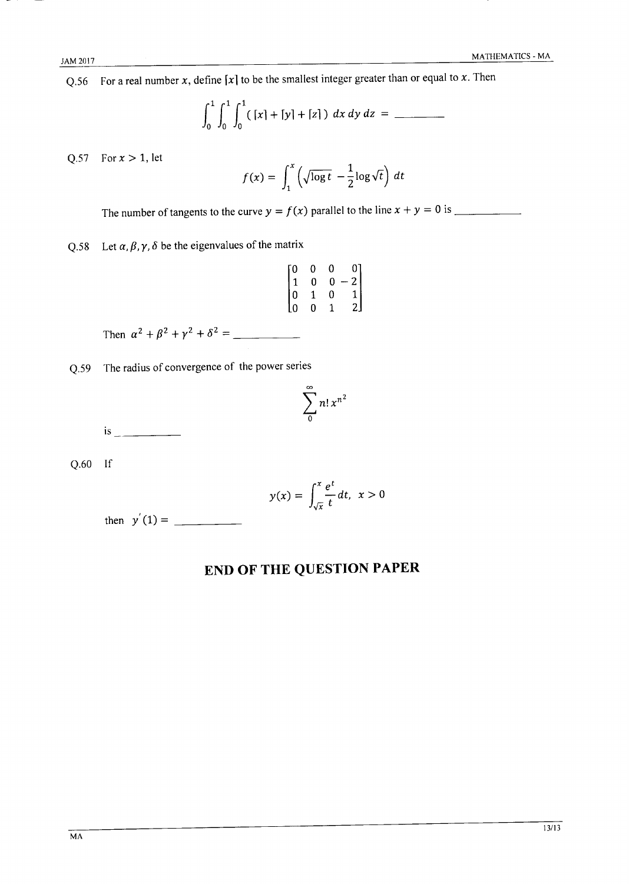Q.56 For a real number $x$, define $\lceil x \rceil$ to be the smallest integer greater than or equal to $x$. Then

$$\int_0^1 \int_0^1 \int_0^1 (\lceil x \rceil + \lceil y \rceil + \lceil z \rceil)\, dx\, dy\, dz = \_\_\_\_\_\_\_\_$$

Q.57 For $x > 1$, let

$$f(x) = \int_1^x \left(\sqrt{\log t} - \frac{1}{2}\log\sqrt{t}\right) dt$$

The number of tangents to the curve $y = f(x)$ parallel to the line $x + y = 0$ is \_\_\_\_\_\_\_\_\_\_

Q.58 Let $\alpha, \beta, \gamma, \delta$ be the eigenvalues of the matrix

$$\begin{bmatrix} 0 & 0 & 0 & 0 \\ 1 & 0 & 0 & -2 \\ 0 & 1 & 0 & 1 \\ 0 & 0 & 1 & 2 \end{bmatrix}$$

Then $\alpha^2 + \beta^2 + \gamma^2 + \delta^2 =$ \_\_\_\_\_\_\_\_\_\_

Q.59 The radius of convergence of the power series

$$\sum_0^{\infty} n!\, x^{n^2}$$

is \_\_\_\_\_\_\_\_\_\_

Q.60 If

$$y(x) = \int_{\sqrt{x}}^{x} \frac{e^t}{t}\, dt, \quad x > 0$$

then $y'(1) =$ \_\_\_\_\_\_\_\_\_\_

## END OF THE QUESTION PAPER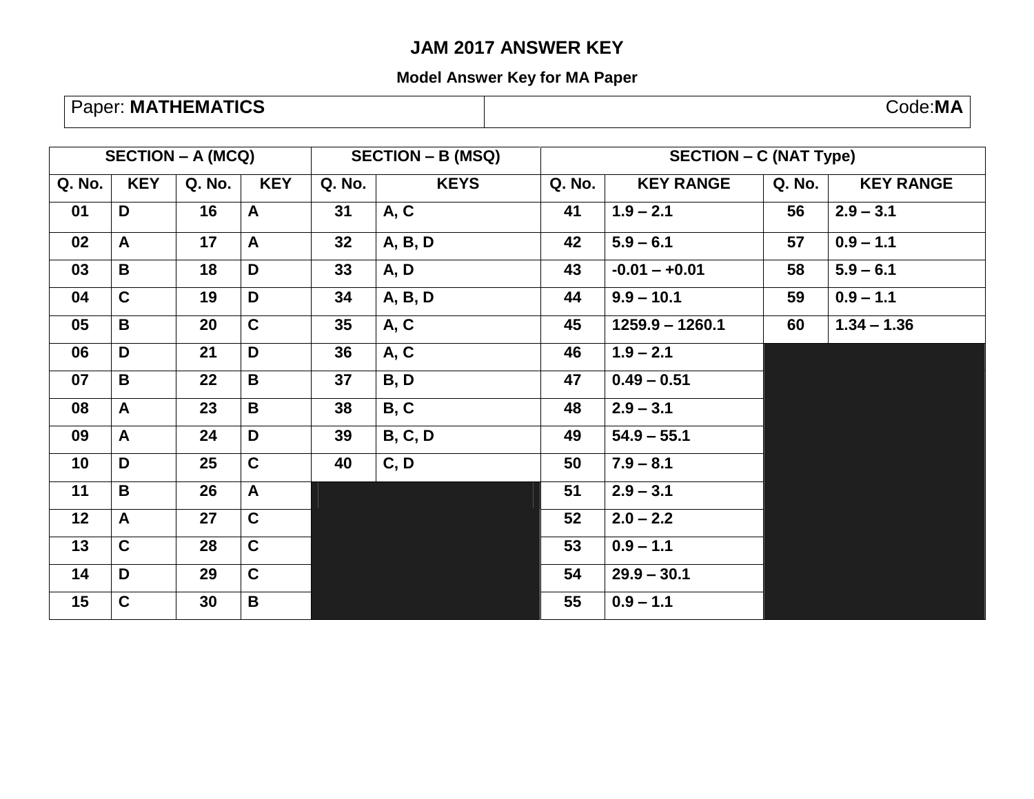# JAM 2017 ANSWER KEY

**Model Answer Key for MA Paper**

| Paper: **MATHEMATICS** | Code:**MA** |
| --- | --- |

| SECTION – A (MCQ) | | | | SECTION – B (MSQ) | | SECTION – C (NAT Type) | | | |
| --- | --- | --- | --- | --- | --- | --- | --- | --- | --- |
| **Q. No.** | **KEY** | **Q. No.** | **KEY** | **Q. No.** | **KEYS** | **Q. No.** | **KEY RANGE** | **Q. No.** | **KEY RANGE** |
| 01 | D | 16 | A | 31 | A, C | 41 | 1.9 – 2.1 | 56 | 2.9 – 3.1 |
| 02 | A | 17 | A | 32 | A, B, D | 42 | 5.9 – 6.1 | 57 | 0.9 – 1.1 |
| 03 | B | 18 | D | 33 | A, D | 43 | -0.01 – +0.01 | 58 | 5.9 – 6.1 |
| 04 | C | 19 | D | 34 | A, B, D | 44 | 9.9 – 10.1 | 59 | 0.9 – 1.1 |
| 05 | B | 20 | C | 35 | A, C | 45 | 1259.9 – 1260.1 | 60 | 1.34 – 1.36 |
| 06 | D | 21 | D | 36 | A, C | 46 | 1.9 – 2.1 | | |
| 07 | B | 22 | B | 37 | B, D | 47 | 0.49 – 0.51 | | |
| 08 | A | 23 | B | 38 | B, C | 48 | 2.9 – 3.1 | | |
| 09 | A | 24 | D | 39 | B, C, D | 49 | 54.9 – 55.1 | | |
| 10 | D | 25 | C | 40 | C, D | 50 | 7.9 – 8.1 | | |
| 11 | B | 26 | A | | | 51 | 2.9 – 3.1 | | |
| 12 | A | 27 | C | | | 52 | 2.0 – 2.2 | | |
| 13 | C | 28 | C | | | 53 | 0.9 – 1.1 | | |
| 14 | D | 29 | C | | | 54 | 29.9 – 30.1 | | |
| 15 | C | 30 | B | | | 55 | 0.9 – 1.1 | | |